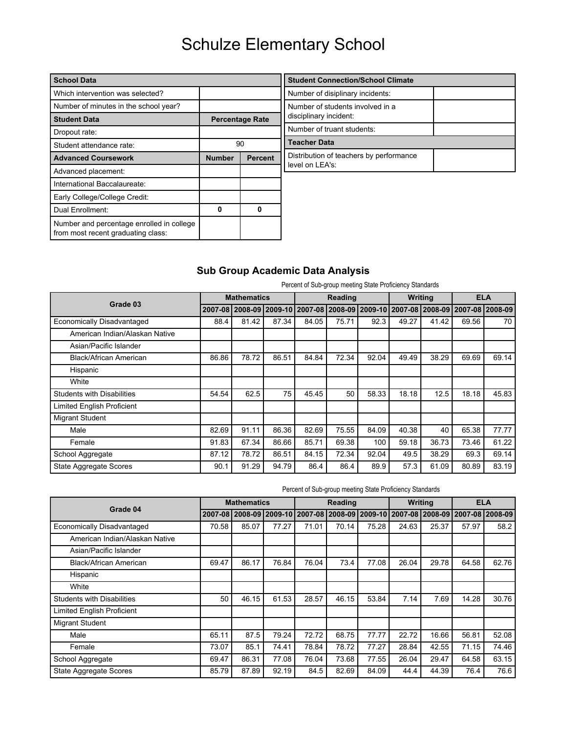# Schulze Elementary School

| School Data | | |
|---|---|---|
| Which intervention was selected? | | |
| Number of minutes in the school year? | | |
| **Student Data** | **Percentage Rate** | |
| Dropout rate: | | |
| Student attendance rate: | 90 | |
| **Advanced Coursework** | **Number** | **Percent** |
| Advanced placement: | | |
| International Baccalaureate: | | |
| Early College/College Credit: | | |
| Dual Enrollment: | **0** | **0** |
| Number and percentage enrolled in college from most recent graduating class: | | |

| Student Connection/School Climate | |
|---|---|
| Number of disiplinary incidents: | |
| Number of students involved in a disciplinary incident: | |
| Number of truant students: | |
| **Teacher Data** | |
| Distribution of teachers by performance level on LEA's: | |

## Sub Group Academic Data Analysis

Percent of Sub-group meeting State Proficiency Standards

| Grade 03 | Mathematics | | | Reading | | | Writing | | ELA | |
|---|---|---|---|---|---|---|---|---|---|---|
| | 2007-08 | 2008-09 | 2009-10 | 2007-08 | 2008-09 | 2009-10 | 2007-08 | 2008-09 | 2007-08 | 2008-09 |
| Economically Disadvantaged | 88.4 | 81.42 | 87.34 | 84.05 | 75.71 | 92.3 | 49.27 | 41.42 | 69.56 | 70 |
| American Indian/Alaskan Native | | | | | | | | | | |
| Asian/Pacific Islander | | | | | | | | | | |
| Black/African American | 86.86 | 78.72 | 86.51 | 84.84 | 72.34 | 92.04 | 49.49 | 38.29 | 69.69 | 69.14 |
| Hispanic | | | | | | | | | | |
| White | | | | | | | | | | |
| Students with Disabilities | 54.54 | 62.5 | 75 | 45.45 | 50 | 58.33 | 18.18 | 12.5 | 18.18 | 45.83 |
| Limited English Proficient | | | | | | | | | | |
| Migrant Student | | | | | | | | | | |
| Male | 82.69 | 91.11 | 86.36 | 82.69 | 75.55 | 84.09 | 40.38 | 40 | 65.38 | 77.77 |
| Female | 91.83 | 67.34 | 86.66 | 85.71 | 69.38 | 100 | 59.18 | 36.73 | 73.46 | 61.22 |
| School Aggregate | 87.12 | 78.72 | 86.51 | 84.15 | 72.34 | 92.04 | 49.5 | 38.29 | 69.3 | 69.14 |
| State Aggregate Scores | 90.1 | 91.29 | 94.79 | 86.4 | 86.4 | 89.9 | 57.3 | 61.09 | 80.89 | 83.19 |

Percent of Sub-group meeting State Proficiency Standards

| Grade 04 | Mathematics | | | Reading | | | Writing | | ELA | |
|---|---|---|---|---|---|---|---|---|---|---|
| | 2007-08 | 2008-09 | 2009-10 | 2007-08 | 2008-09 | 2009-10 | 2007-08 | 2008-09 | 2007-08 | 2008-09 |
| Economically Disadvantaged | 70.58 | 85.07 | 77.27 | 71.01 | 70.14 | 75.28 | 24.63 | 25.37 | 57.97 | 58.2 |
| American Indian/Alaskan Native | | | | | | | | | | |
| Asian/Pacific Islander | | | | | | | | | | |
| Black/African American | 69.47 | 86.17 | 76.84 | 76.04 | 73.4 | 77.08 | 26.04 | 29.78 | 64.58 | 62.76 |
| Hispanic | | | | | | | | | | |
| White | | | | | | | | | | |
| Students with Disabilities | 50 | 46.15 | 61.53 | 28.57 | 46.15 | 53.84 | 7.14 | 7.69 | 14.28 | 30.76 |
| Limited English Proficient | | | | | | | | | | |
| Migrant Student | | | | | | | | | | |
| Male | 65.11 | 87.5 | 79.24 | 72.72 | 68.75 | 77.77 | 22.72 | 16.66 | 56.81 | 52.08 |
| Female | 73.07 | 85.1 | 74.41 | 78.84 | 78.72 | 77.27 | 28.84 | 42.55 | 71.15 | 74.46 |
| School Aggregate | 69.47 | 86.31 | 77.08 | 76.04 | 73.68 | 77.55 | 26.04 | 29.47 | 64.58 | 63.15 |
| State Aggregate Scores | 85.79 | 87.89 | 92.19 | 84.5 | 82.69 | 84.09 | 44.4 | 44.39 | 76.4 | 76.6 |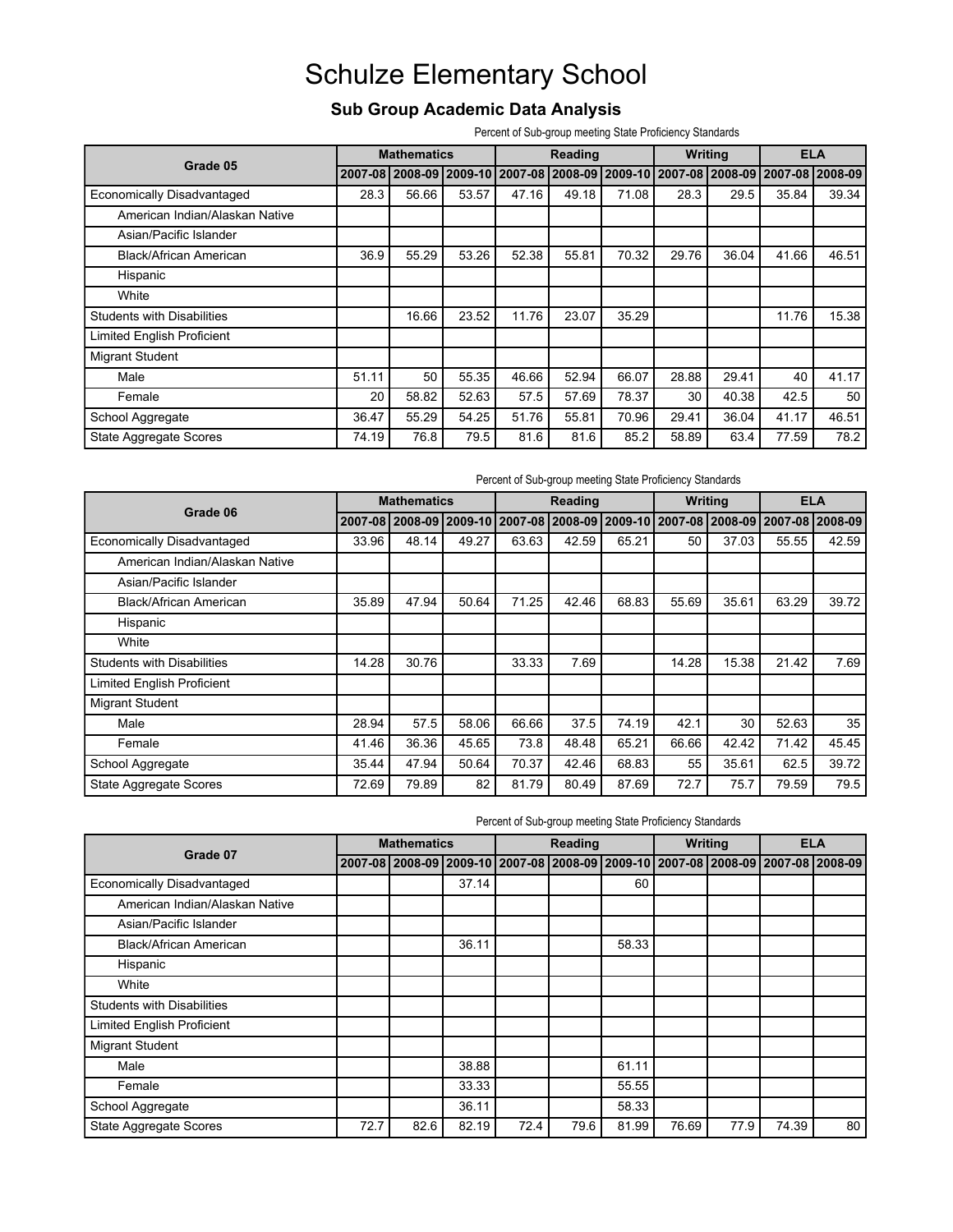# Schulze Elementary School

## Sub Group Academic Data Analysis

Percent of Sub-group meeting State Proficiency Standards

| Grade 05 | Mathematics | | | Reading | | | Writing | | ELA | |
|---|---|---|---|---|---|---|---|---|---|---|
| | 2007-08 | 2008-09 | 2009-10 | 2007-08 | 2008-09 | 2009-10 | 2007-08 | 2008-09 | 2007-08 | 2008-09 |
| Economically Disadvantaged | 28.3 | 56.66 | 53.57 | 47.16 | 49.18 | 71.08 | 28.3 | 29.5 | 35.84 | 39.34 |
| American Indian/Alaskan Native | | | | | | | | | | |
| Asian/Pacific Islander | | | | | | | | | | |
| Black/African American | 36.9 | 55.29 | 53.26 | 52.38 | 55.81 | 70.32 | 29.76 | 36.04 | 41.66 | 46.51 |
| Hispanic | | | | | | | | | | |
| White | | | | | | | | | | |
| Students with Disabilities | | 16.66 | 23.52 | 11.76 | 23.07 | 35.29 | | | 11.76 | 15.38 |
| Limited English Proficient | | | | | | | | | | |
| Migrant Student | | | | | | | | | | |
| Male | 51.11 | 50 | 55.35 | 46.66 | 52.94 | 66.07 | 28.88 | 29.41 | 40 | 41.17 |
| Female | 20 | 58.82 | 52.63 | 57.5 | 57.69 | 78.37 | 30 | 40.38 | 42.5 | 50 |
| School Aggregate | 36.47 | 55.29 | 54.25 | 51.76 | 55.81 | 70.96 | 29.41 | 36.04 | 41.17 | 46.51 |
| State Aggregate Scores | 74.19 | 76.8 | 79.5 | 81.6 | 81.6 | 85.2 | 58.89 | 63.4 | 77.59 | 78.2 |

Percent of Sub-group meeting State Proficiency Standards

| Grade 06 | Mathematics | | | Reading | | | Writing | | ELA | |
|---|---|---|---|---|---|---|---|---|---|---|
| | 2007-08 | 2008-09 | 2009-10 | 2007-08 | 2008-09 | 2009-10 | 2007-08 | 2008-09 | 2007-08 | 2008-09 |
| Economically Disadvantaged | 33.96 | 48.14 | 49.27 | 63.63 | 42.59 | 65.21 | 50 | 37.03 | 55.55 | 42.59 |
| American Indian/Alaskan Native | | | | | | | | | | |
| Asian/Pacific Islander | | | | | | | | | | |
| Black/African American | 35.89 | 47.94 | 50.64 | 71.25 | 42.46 | 68.83 | 55.69 | 35.61 | 63.29 | 39.72 |
| Hispanic | | | | | | | | | | |
| White | | | | | | | | | | |
| Students with Disabilities | 14.28 | 30.76 | | 33.33 | 7.69 | | 14.28 | 15.38 | 21.42 | 7.69 |
| Limited English Proficient | | | | | | | | | | |
| Migrant Student | | | | | | | | | | |
| Male | 28.94 | 57.5 | 58.06 | 66.66 | 37.5 | 74.19 | 42.1 | 30 | 52.63 | 35 |
| Female | 41.46 | 36.36 | 45.65 | 73.8 | 48.48 | 65.21 | 66.66 | 42.42 | 71.42 | 45.45 |
| School Aggregate | 35.44 | 47.94 | 50.64 | 70.37 | 42.46 | 68.83 | 55 | 35.61 | 62.5 | 39.72 |
| State Aggregate Scores | 72.69 | 79.89 | 82 | 81.79 | 80.49 | 87.69 | 72.7 | 75.7 | 79.59 | 79.5 |

Percent of Sub-group meeting State Proficiency Standards

| Grade 07 | Mathematics | | | Reading | | | Writing | | ELA | |
|---|---|---|---|---|---|---|---|---|---|---|
| | 2007-08 | 2008-09 | 2009-10 | 2007-08 | 2008-09 | 2009-10 | 2007-08 | 2008-09 | 2007-08 | 2008-09 |
| Economically Disadvantaged | | | 37.14 | | | 60 | | | | |
| American Indian/Alaskan Native | | | | | | | | | | |
| Asian/Pacific Islander | | | | | | | | | | |
| Black/African American | | | 36.11 | | | 58.33 | | | | |
| Hispanic | | | | | | | | | | |
| White | | | | | | | | | | |
| Students with Disabilities | | | | | | | | | | |
| Limited English Proficient | | | | | | | | | | |
| Migrant Student | | | | | | | | | | |
| Male | | | 38.88 | | | 61.11 | | | | |
| Female | | | 33.33 | | | 55.55 | | | | |
| School Aggregate | | | 36.11 | | | 58.33 | | | | |
| State Aggregate Scores | 72.7 | 82.6 | 82.19 | 72.4 | 79.6 | 81.99 | 76.69 | 77.9 | 74.39 | 80 |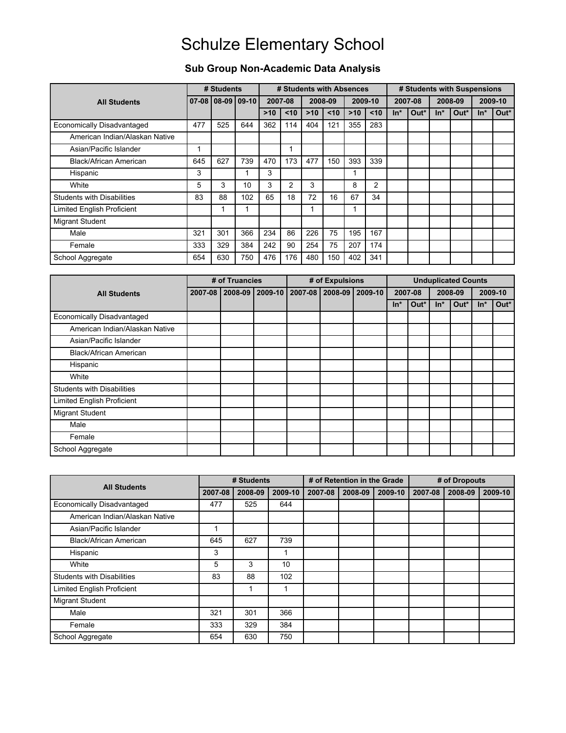# Schulze Elementary School

## Sub Group Non-Academic Data Analysis

| All Students | # Students | | | # Students with Absences | | | | | | # Students with Suspensions | | | | | |
|---|---|---|---|---|---|---|---|---|---|---|---|---|---|---|---|
| | 07-08 | 08-09 | 09-10 | 2007-08 | | 2008-09 | | 2009-10 | | 2007-08 | | 2008-09 | | 2009-10 | |
| | | | | >10 | <10 | >10 | <10 | >10 | <10 | In* | Out* | In* | Out* | In* | Out* |
| Economically Disadvantaged | 477 | 525 | 644 | 362 | 114 | 404 | 121 | 355 | 283 | | | | | | |
| American Indian/Alaskan Native | | | | | | | | | | | | | | | |
| Asian/Pacific Islander | 1 | | | | 1 | | | | | | | | | | |
| Black/African American | 645 | 627 | 739 | 470 | 173 | 477 | 150 | 393 | 339 | | | | | | |
| Hispanic | 3 | | 1 | 3 | | | | 1 | | | | | | | |
| White | 5 | 3 | 10 | 3 | 2 | 3 | | 8 | 2 | | | | | | |
| Students with Disabilities | 83 | 88 | 102 | 65 | 18 | 72 | 16 | 67 | 34 | | | | | | |
| Limited English Proficient | | 1 | 1 | | | 1 | | 1 | | | | | | | |
| Migrant Student | | | | | | | | | | | | | | | |
| Male | 321 | 301 | 366 | 234 | 86 | 226 | 75 | 195 | 167 | | | | | | |
| Female | 333 | 329 | 384 | 242 | 90 | 254 | 75 | 207 | 174 | | | | | | |
| School Aggregate | 654 | 630 | 750 | 476 | 176 | 480 | 150 | 402 | 341 | | | | | | |

| All Students | # of Truancies | | | # of Expulsions | | | Unduplicated Counts | | | | | |
|---|---|---|---|---|---|---|---|---|---|---|---|---|
| | 2007-08 | 2008-09 | 2009-10 | 2007-08 | 2008-09 | 2009-10 | 2007-08 | | 2008-09 | | 2009-10 | |
| | | | | | | | In* | Out* | In* | Out* | In* | Out* |
| Economically Disadvantaged | | | | | | | | | | | | |
| American Indian/Alaskan Native | | | | | | | | | | | | |
| Asian/Pacific Islander | | | | | | | | | | | | |
| Black/African American | | | | | | | | | | | | |
| Hispanic | | | | | | | | | | | | |
| White | | | | | | | | | | | | |
| Students with Disabilities | | | | | | | | | | | | |
| Limited English Proficient | | | | | | | | | | | | |
| Migrant Student | | | | | | | | | | | | |
| Male | | | | | | | | | | | | |
| Female | | | | | | | | | | | | |
| School Aggregate | | | | | | | | | | | | |

| All Students | # Students | | | # of Retention in the Grade | | | # of Dropouts | | |
|---|---|---|---|---|---|---|---|---|---|
| | 2007-08 | 2008-09 | 2009-10 | 2007-08 | 2008-09 | 2009-10 | 2007-08 | 2008-09 | 2009-10 |
| Economically Disadvantaged | 477 | 525 | 644 | | | | | | |
| American Indian/Alaskan Native | | | | | | | | | |
| Asian/Pacific Islander | 1 | | | | | | | | |
| Black/African American | 645 | 627 | 739 | | | | | | |
| Hispanic | 3 | | 1 | | | | | | |
| White | 5 | 3 | 10 | | | | | | |
| Students with Disabilities | 83 | 88 | 102 | | | | | | |
| Limited English Proficient | | 1 | 1 | | | | | | |
| Migrant Student | | | | | | | | | |
| Male | 321 | 301 | 366 | | | | | | |
| Female | 333 | 329 | 384 | | | | | | |
| School Aggregate | 654 | 630 | 750 | | | | | | |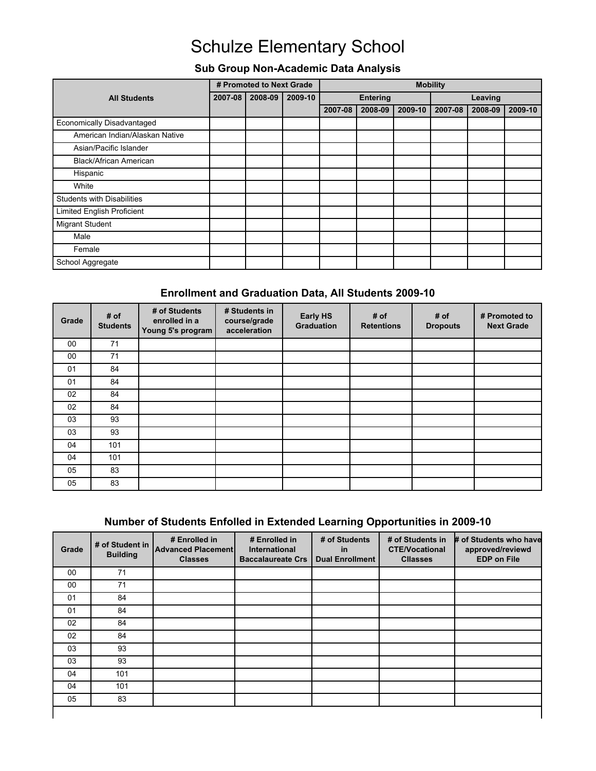# Schulze Elementary School

### Sub Group Non-Academic Data Analysis

| All Students | # Promoted to Next Grade | | | Mobility | | | | | |
|---|---|---|---|---|---|---|---|---|---|
| | | | | Entering | | | Leaving | | |
| | 2007-08 | 2008-09 | 2009-10 | 2007-08 | 2008-09 | 2009-10 | 2007-08 | 2008-09 | 2009-10 |
| Economically Disadvantaged | | | | | | | | | |
| American Indian/Alaskan Native | | | | | | | | | |
| Asian/Pacific Islander | | | | | | | | | |
| Black/African American | | | | | | | | | |
| Hispanic | | | | | | | | | |
| White | | | | | | | | | |
| Students with Disabilities | | | | | | | | | |
| Limited English Proficient | | | | | | | | | |
| Migrant Student | | | | | | | | | |
| Male | | | | | | | | | |
| Female | | | | | | | | | |
| School Aggregate | | | | | | | | | |

### Enrollment and Graduation Data, All Students 2009-10

| Grade | # of Students | # of Students enrolled in a Young 5's program | # Students in course/grade acceleration | Early HS Graduation | # of Retentions | # of Dropouts | # Promoted to Next Grade |
|---|---|---|---|---|---|---|---|
| 00 | 71 | | | | | | |
| 00 | 71 | | | | | | |
| 01 | 84 | | | | | | |
| 01 | 84 | | | | | | |
| 02 | 84 | | | | | | |
| 02 | 84 | | | | | | |
| 03 | 93 | | | | | | |
| 03 | 93 | | | | | | |
| 04 | 101 | | | | | | |
| 04 | 101 | | | | | | |
| 05 | 83 | | | | | | |
| 05 | 83 | | | | | | |

### Number of Students Enfolled in Extended Learning Opportunities in 2009-10

| Grade | # of Student in Building | # Enrolled in Advanced Placement Classes | # Enrolled in International Baccalaureate Crs | # of Students in Dual Enrollment | # of Students in CTE/Vocational Cllasses | # of Students who have approved/reviewd EDP on File |
|---|---|---|---|---|---|---|
| 00 | 71 | | | | | |
| 00 | 71 | | | | | |
| 01 | 84 | | | | | |
| 01 | 84 | | | | | |
| 02 | 84 | | | | | |
| 02 | 84 | | | | | |
| 03 | 93 | | | | | |
| 03 | 93 | | | | | |
| 04 | 101 | | | | | |
| 04 | 101 | | | | | |
| 05 | 83 | | | | | |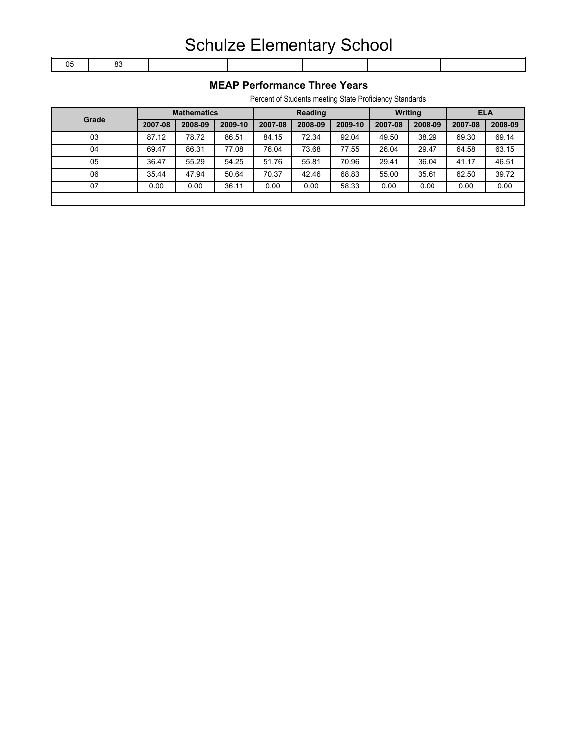# Schulze Elementary School

| | | | | | | |
|---|---|---|---|---|---|---|
| 05 | 83 | | | | | |

## MEAP Performance Three Years

Percent of Students meeting State Proficiency Standards

| Grade | Mathematics | | | Reading | | | Writing | | ELA | |
|---|---|---|---|---|---|---|---|---|---|---|
| | 2007-08 | 2008-09 | 2009-10 | 2007-08 | 2008-09 | 2009-10 | 2007-08 | 2008-09 | 2007-08 | 2008-09 |
| 03 | 87.12 | 78.72 | 86.51 | 84.15 | 72.34 | 92.04 | 49.50 | 38.29 | 69.30 | 69.14 |
| 04 | 69.47 | 86.31 | 77.08 | 76.04 | 73.68 | 77.55 | 26.04 | 29.47 | 64.58 | 63.15 |
| 05 | 36.47 | 55.29 | 54.25 | 51.76 | 55.81 | 70.96 | 29.41 | 36.04 | 41.17 | 46.51 |
| 06 | 35.44 | 47.94 | 50.64 | 70.37 | 42.46 | 68.83 | 55.00 | 35.61 | 62.50 | 39.72 |
| 07 | 0.00 | 0.00 | 36.11 | 0.00 | 0.00 | 58.33 | 0.00 | 0.00 | 0.00 | 0.00 |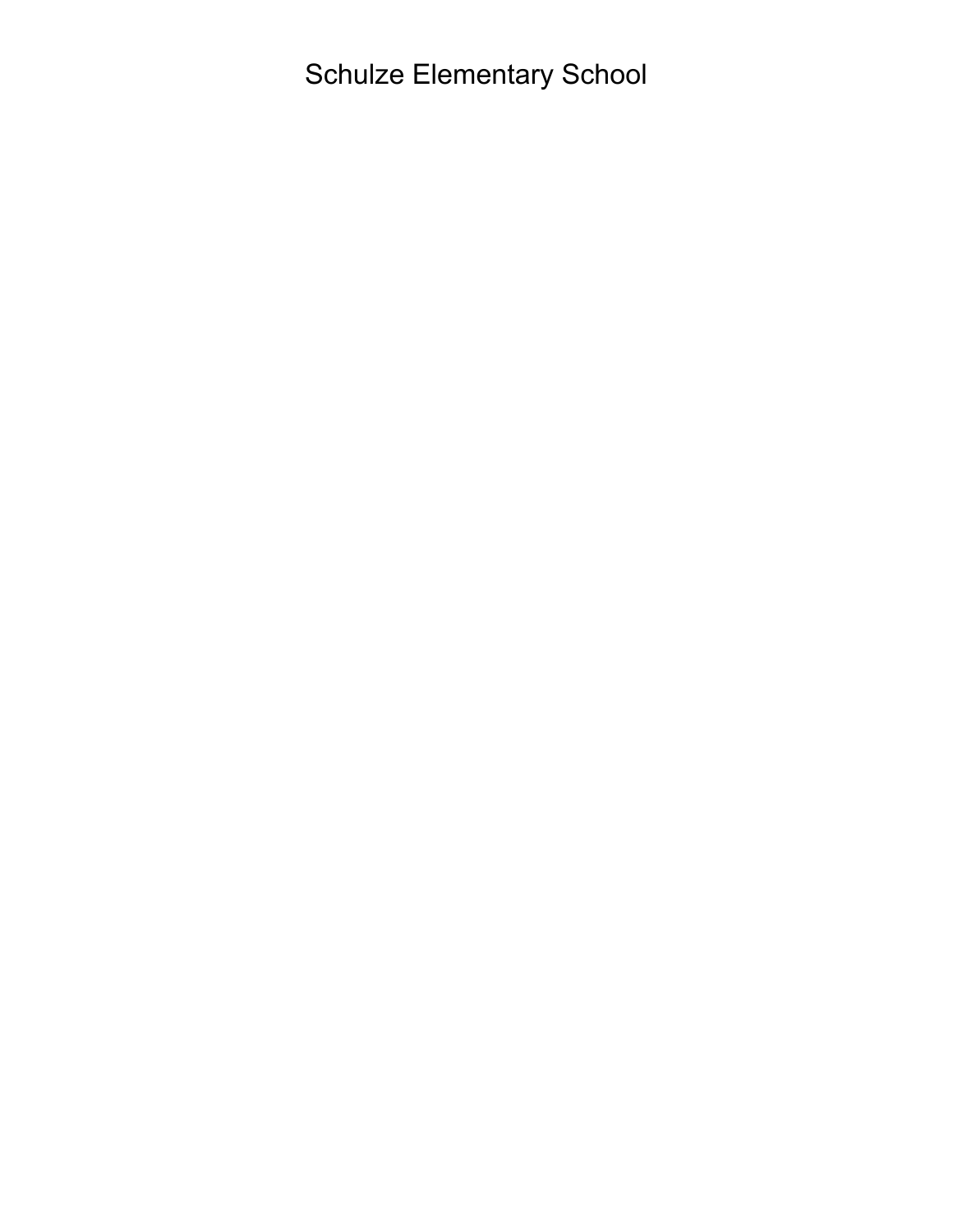Schulze Elementary School